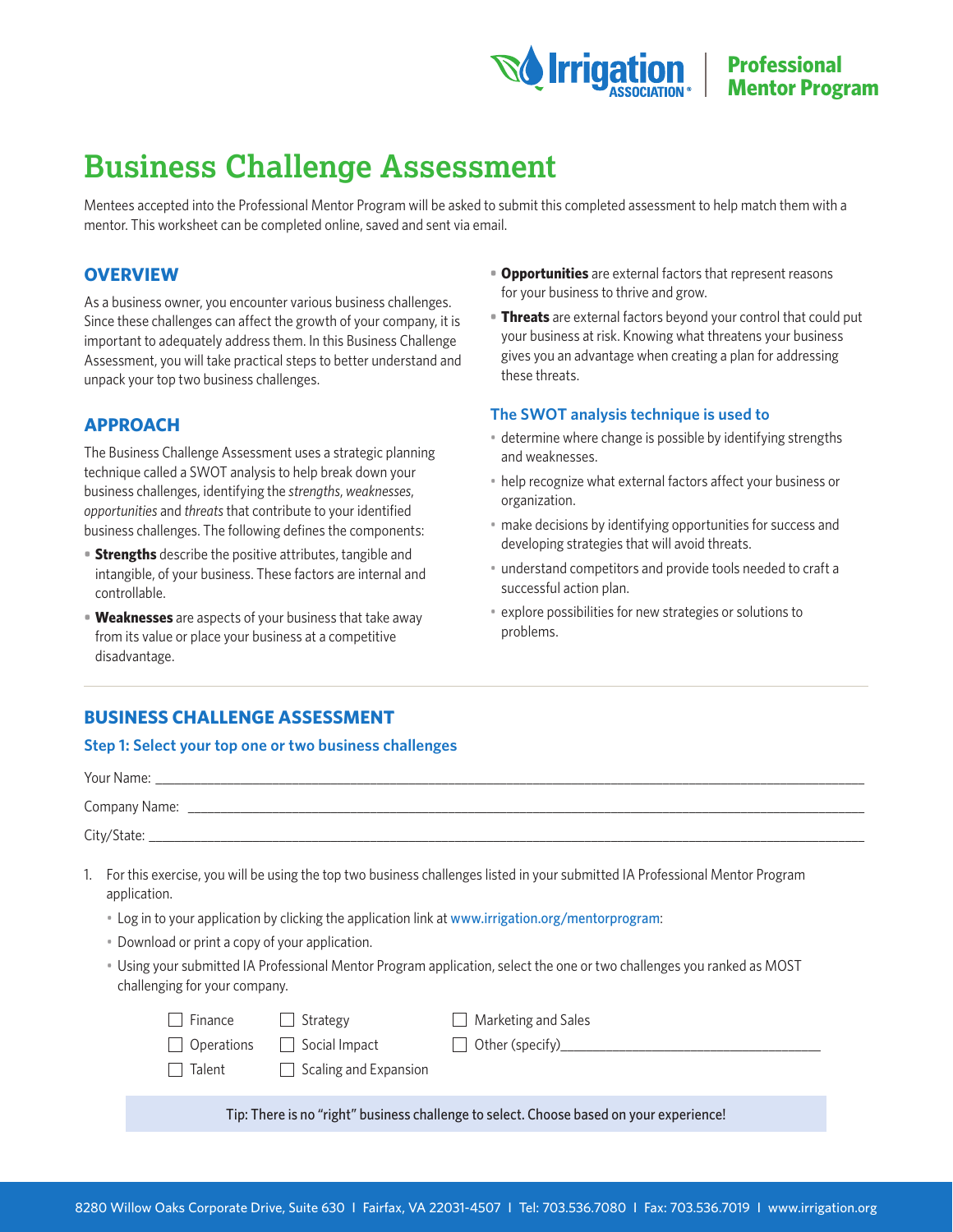Irrigation ASSOCIATION | Professional Mentor Program

# Business Challenge Assessment

Mentees accepted into the Professional Mentor Program will be asked to submit this completed assessment to help match them with a mentor. This worksheet can be completed online, saved and sent via email.

## OVERVIEW

As a business owner, you encounter various business challenges. Since these challenges can affect the growth of your company, it is important to adequately address them. In this Business Challenge Assessment, you will take practical steps to better understand and unpack your top two business challenges.

## APPROACH

The Business Challenge Assessment uses a strategic planning technique called a SWOT analysis to help break down your business challenges, identifying the *strengths*, *weaknesses*, *opportunities* and *threats* that contribute to your identified business challenges. The following defines the components:

- **Strengths** describe the positive attributes, tangible and intangible, of your business. These factors are internal and controllable.
- **Weaknesses** are aspects of your business that take away from its value or place your business at a competitive disadvantage.
- **Opportunities** are external factors that represent reasons for your business to thrive and grow.
- **Threats** are external factors beyond your control that could put your business at risk. Knowing what threatens your business gives you an advantage when creating a plan for addressing these threats.

### The SWOT analysis technique is used to

- determine where change is possible by identifying strengths and weaknesses.
- help recognize what external factors affect your business or organization.
- make decisions by identifying opportunities for success and developing strategies that will avoid threats.
- understand competitors and provide tools needed to craft a successful action plan.
- explore possibilities for new strategies or solutions to problems.

## BUSINESS CHALLENGE ASSESSMENT

### Step 1: Select your top one or two business challenges

Your Name: ______________________________

Company Name: ______________________________

City/State: ______________________________

1. For this exercise, you will be using the top two business challenges listed in your submitted IA Professional Mentor Program application.
   - Log in to your application by clicking the application link at www.irrigation.org/mentorprogram:
   - Download or print a copy of your application.
   - Using your submitted IA Professional Mentor Program application, select the one or two challenges you ranked as MOST challenging for your company.

☐ Finance ☐ Strategy ☐ Marketing and Sales

☐ Operations ☐ Social Impact ☐ Other (specify)______________________________

☐ Talent ☐ Scaling and Expansion

Tip: There is no "right" business challenge to select. Choose based on your experience!

8280 Willow Oaks Corporate Drive, Suite 630 | Fairfax, VA 22031-4507 | Tel: 703.536.7080 | Fax: 703.536.7019 | www.irrigation.org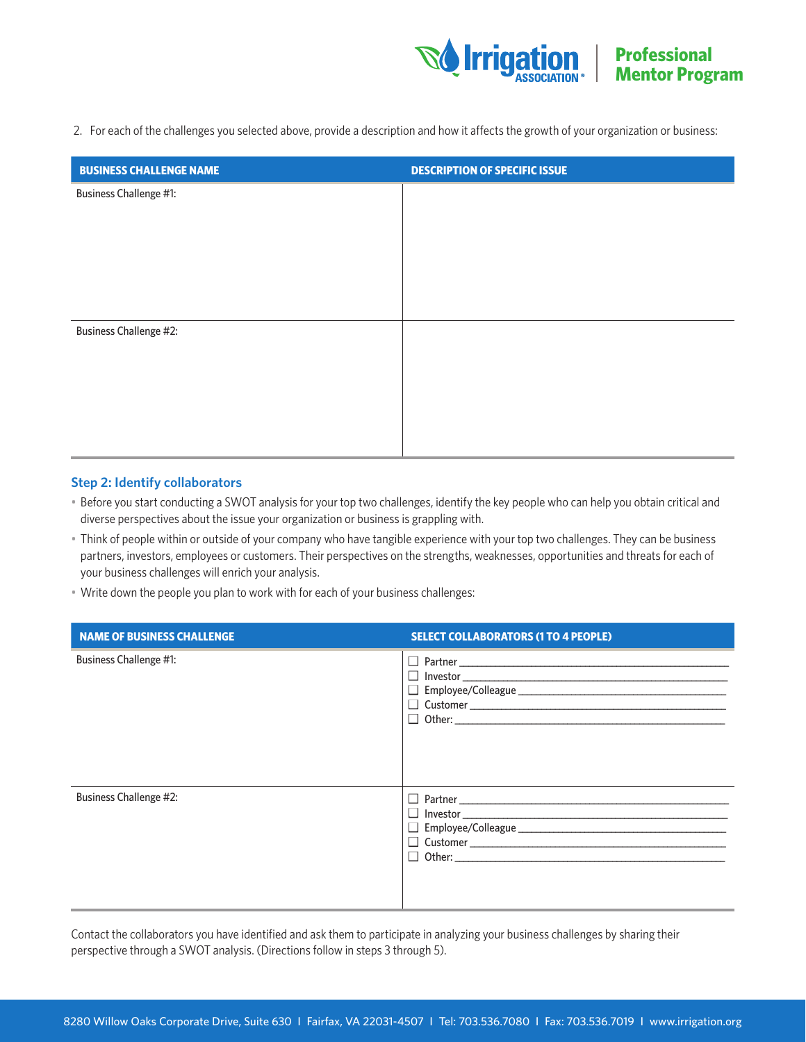2. For each of the challenges you selected above, provide a description and how it affects the growth of your organization or business:

| BUSINESS CHALLENGE NAME | DESCRIPTION OF SPECIFIC ISSUE |
| --- | --- |
| Business Challenge #1: | |
| Business Challenge #2: | |

### Step 2: Identify collaborators

- Before you start conducting a SWOT analysis for your top two challenges, identify the key people who can help you obtain critical and diverse perspectives about the issue your organization or business is grappling with.
- Think of people within or outside of your company who have tangible experience with your top two challenges. They can be business partners, investors, employees or customers. Their perspectives on the strengths, weaknesses, opportunities and threats for each of your business challenges will enrich your analysis.
- Write down the people you plan to work with for each of your business challenges:

| NAME OF BUSINESS CHALLENGE | SELECT COLLABORATORS (1 TO 4 PEOPLE) |
| --- | --- |
| Business Challenge #1: | ☐ Partner ______<br>☐ Investor ______<br>☐ Employee/Colleague ______<br>☐ Customer ______<br>☐ Other: ______ |
| Business Challenge #2: | ☐ Partner ______<br>☐ Investor ______<br>☐ Employee/Colleague ______<br>☐ Customer ______<br>☐ Other: ______ |

Contact the collaborators you have identified and ask them to participate in analyzing your business challenges by sharing their perspective through a SWOT analysis. (Directions follow in steps 3 through 5).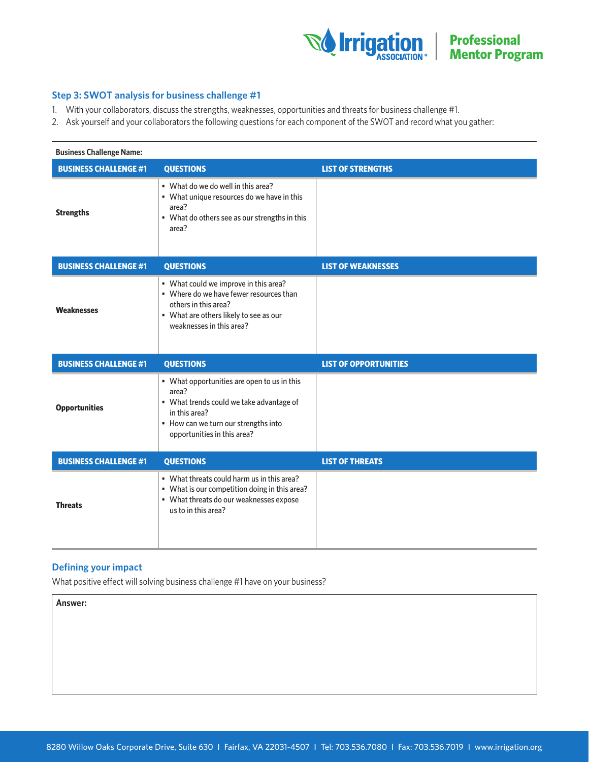## Step 3: SWOT analysis for business challenge #1

1. With your collaborators, discuss the strengths, weaknesses, opportunities and threats for business challenge #1.
2. Ask yourself and your collaborators the following questions for each component of the SWOT and record what you gather:

**Business Challenge Name:**

| BUSINESS CHALLENGE #1 | QUESTIONS | LIST OF STRENGTHS |
|---|---|---|
| **Strengths** | • What do we do well in this area?<br>• What unique resources do we have in this area?<br>• What do others see as our strengths in this area? | |
| **BUSINESS CHALLENGE #1** | **QUESTIONS** | **LIST OF WEAKNESSES** |
| **Weaknesses** | • What could we improve in this area?<br>• Where do we have fewer resources than others in this area?<br>• What are others likely to see as our weaknesses in this area? | |
| **BUSINESS CHALLENGE #1** | **QUESTIONS** | **LIST OF OPPORTUNITIES** |
| **Opportunities** | • What opportunities are open to us in this area?<br>• What trends could we take advantage of in this area?<br>• How can we turn our strengths into opportunities in this area? | |
| **BUSINESS CHALLENGE #1** | **QUESTIONS** | **LIST OF THREATS** |
| **Threats** | • What threats could harm us in this area?<br>• What is our competition doing in this area?<br>• What threats do our weaknesses expose us to in this area? | |

## Defining your impact

What positive effect will solving business challenge #1 have on your business?

**Answer:**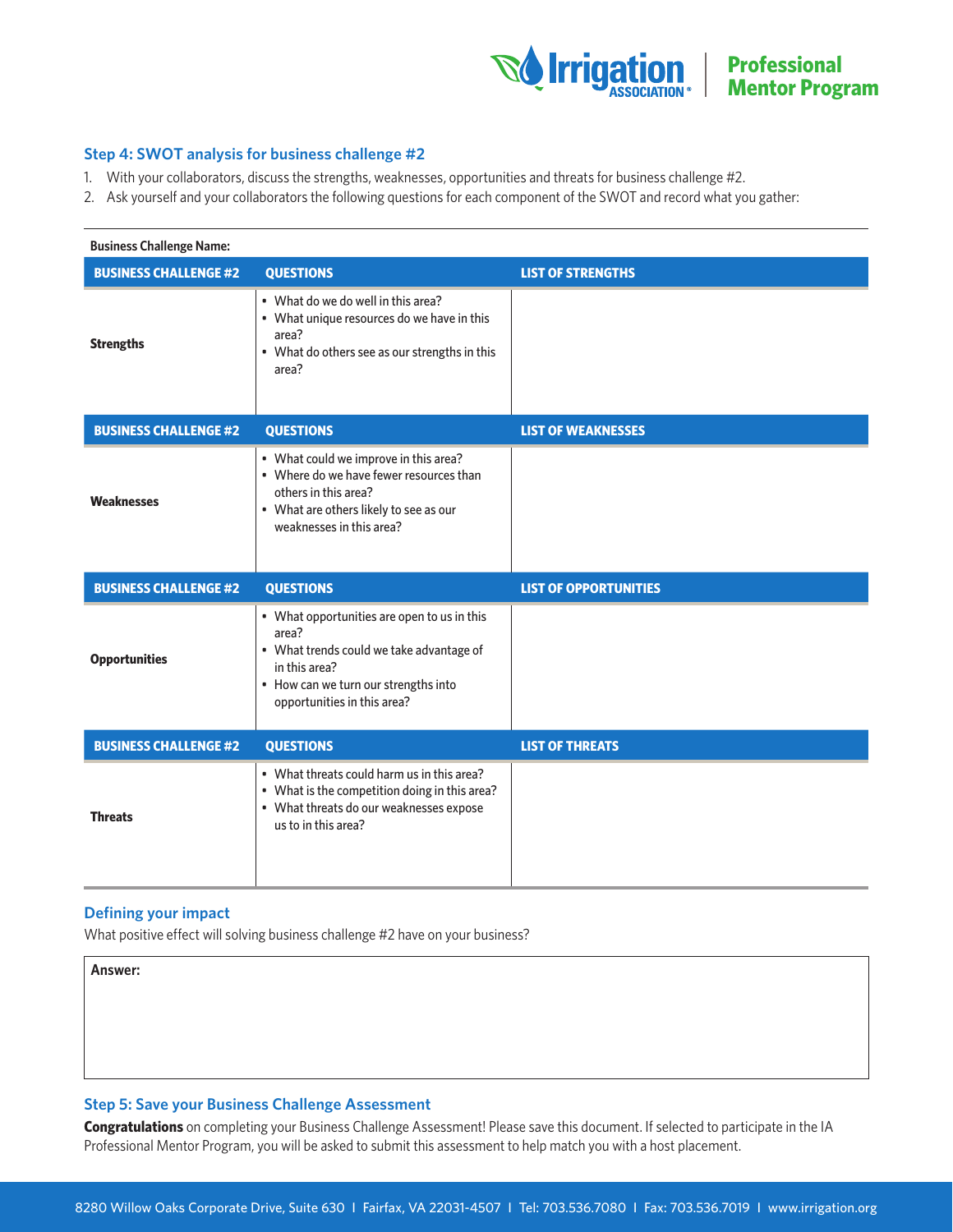## Step 4: SWOT analysis for business challenge #2

1. With your collaborators, discuss the strengths, weaknesses, opportunities and threats for business challenge #2.
2. Ask yourself and your collaborators the following questions for each component of the SWOT and record what you gather:

**Business Challenge Name:**

| BUSINESS CHALLENGE #2 | QUESTIONS | LIST OF STRENGTHS |
|---|---|---|
| **Strengths** | • What do we do well in this area?<br>• What unique resources do we have in this area?<br>• What do others see as our strengths in this area? | |
| **BUSINESS CHALLENGE #2** | **QUESTIONS** | **LIST OF WEAKNESSES** |
| **Weaknesses** | • What could we improve in this area?<br>• Where do we have fewer resources than others in this area?<br>• What are others likely to see as our weaknesses in this area? | |
| **BUSINESS CHALLENGE #2** | **QUESTIONS** | **LIST OF OPPORTUNITIES** |
| **Opportunities** | • What opportunities are open to us in this area?<br>• What trends could we take advantage of in this area?<br>• How can we turn our strengths into opportunities in this area? | |
| **BUSINESS CHALLENGE #2** | **QUESTIONS** | **LIST OF THREATS** |
| **Threats** | • What threats could harm us in this area?<br>• What is the competition doing in this area?<br>• What threats do our weaknesses expose us to in this area? | |

### Defining your impact

What positive effect will solving business challenge #2 have on your business?

**Answer:**

## Step 5: Save your Business Challenge Assessment

**Congratulations** on completing your Business Challenge Assessment! Please save this document. If selected to participate in the IA Professional Mentor Program, you will be asked to submit this assessment to help match you with a host placement.